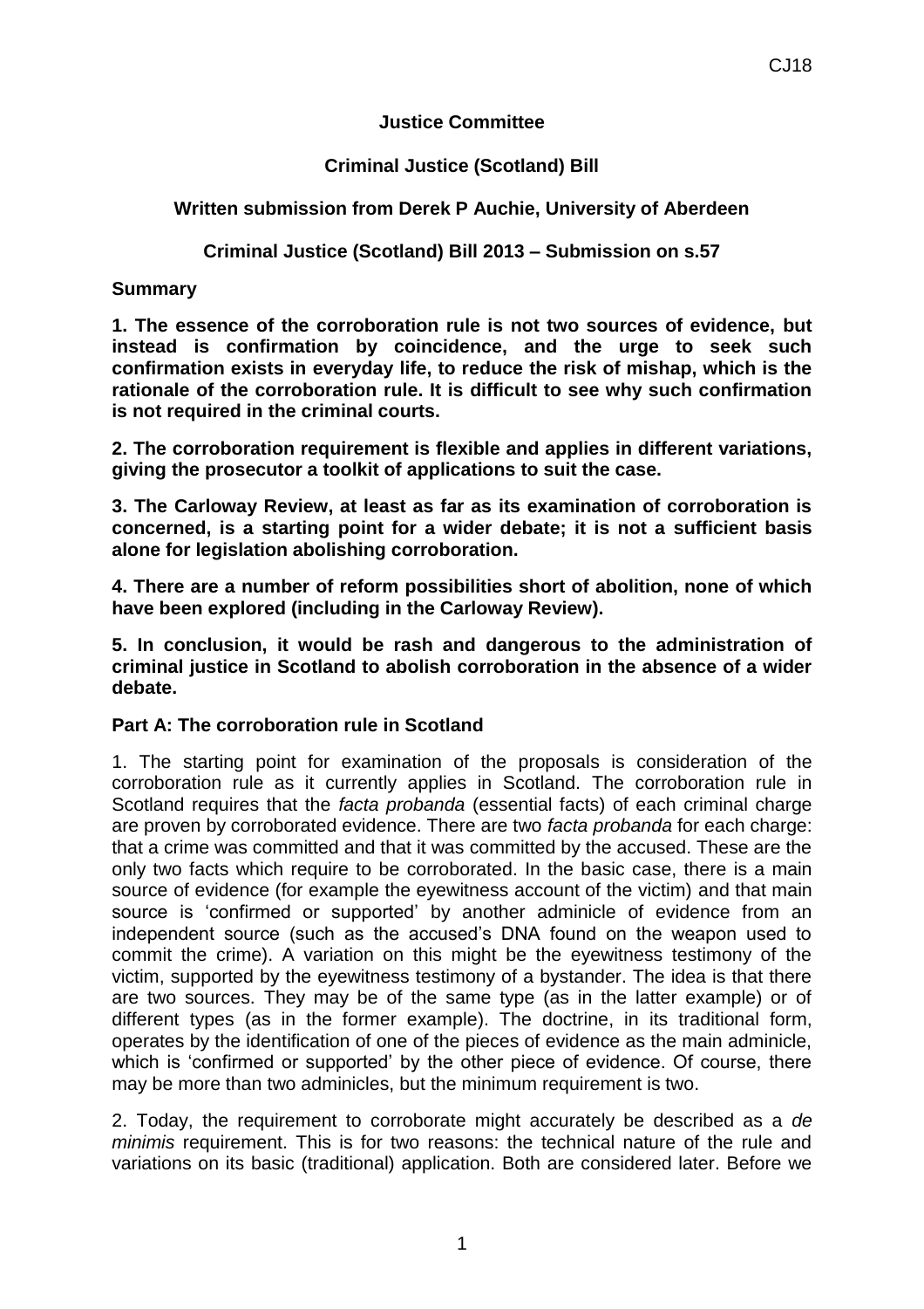**Justice Committee**

**Criminal Justice (Scotland) Bill**

**Written submission from Derek P Auchie, University of Aberdeen**

**Criminal Justice (Scotland) Bill 2013 – Submission on s.57**

**Summary**

**1. The essence of the corroboration rule is not two sources of evidence, but instead is confirmation by coincidence, and the urge to seek such confirmation exists in everyday life, to reduce the risk of mishap, which is the rationale of the corroboration rule. It is difficult to see why such confirmation is not required in the criminal courts.**

**2. The corroboration requirement is flexible and applies in different variations, giving the prosecutor a toolkit of applications to suit the case.**

**3. The Carloway Review, at least as far as its examination of corroboration is concerned, is a starting point for a wider debate; it is not a sufficient basis alone for legislation abolishing corroboration.**

**4. There are a number of reform possibilities short of abolition, none of which have been explored (including in the Carloway Review).**

**5. In conclusion, it would be rash and dangerous to the administration of criminal justice in Scotland to abolish corroboration in the absence of a wider debate.**

**Part A: The corroboration rule in Scotland**

1. The starting point for examination of the proposals is consideration of the corroboration rule as it currently applies in Scotland. The corroboration rule in Scotland requires that the *facta probanda* (essential facts) of each criminal charge are proven by corroborated evidence. There are two *facta probanda* for each charge: that a crime was committed and that it was committed by the accused. These are the only two facts which require to be corroborated. In the basic case, there is a main source of evidence (for example the eyewitness account of the victim) and that main source is 'confirmed or supported' by another adminicle of evidence from an independent source (such as the accused's DNA found on the weapon used to commit the crime). A variation on this might be the eyewitness testimony of the victim, supported by the eyewitness testimony of a bystander. The idea is that there are two sources. They may be of the same type (as in the latter example) or of different types (as in the former example). The doctrine, in its traditional form, operates by the identification of one of the pieces of evidence as the main adminicle, which is 'confirmed or supported' by the other piece of evidence. Of course, there may be more than two adminicles, but the minimum requirement is two.

2. Today, the requirement to corroborate might accurately be described as a *de minimis* requirement. This is for two reasons: the technical nature of the rule and variations on its basic (traditional) application. Both are considered later. Before we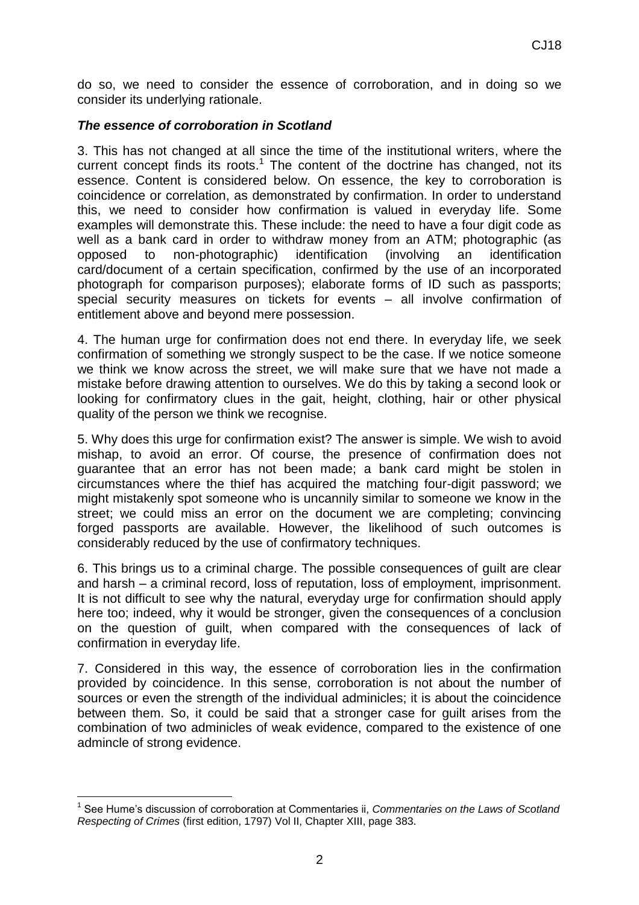do so, we need to consider the essence of corroboration, and in doing so we consider its underlying rationale.

### *The essence of corroboration in Scotland*

3. This has not changed at all since the time of the institutional writers, where the current concept finds its roots.[1] The content of the doctrine has changed, not its essence. Content is considered below. On essence, the key to corroboration is coincidence or correlation, as demonstrated by confirmation. In order to understand this, we need to consider how confirmation is valued in everyday life. Some examples will demonstrate this. These include: the need to have a four digit code as well as a bank card in order to withdraw money from an ATM; photographic (as opposed to non-photographic) identification (involving an identification card/document of a certain specification, confirmed by the use of an incorporated photograph for comparison purposes); elaborate forms of ID such as passports; special security measures on tickets for events – all involve confirmation of entitlement above and beyond mere possession.

4. The human urge for confirmation does not end there. In everyday life, we seek confirmation of something we strongly suspect to be the case. If we notice someone we think we know across the street, we will make sure that we have not made a mistake before drawing attention to ourselves. We do this by taking a second look or looking for confirmatory clues in the gait, height, clothing, hair or other physical quality of the person we think we recognise.

5. Why does this urge for confirmation exist? The answer is simple. We wish to avoid mishap, to avoid an error. Of course, the presence of confirmation does not guarantee that an error has not been made; a bank card might be stolen in circumstances where the thief has acquired the matching four-digit password; we might mistakenly spot someone who is uncannily similar to someone we know in the street; we could miss an error on the document we are completing; convincing forged passports are available. However, the likelihood of such outcomes is considerably reduced by the use of confirmatory techniques.

6. This brings us to a criminal charge. The possible consequences of guilt are clear and harsh – a criminal record, loss of reputation, loss of employment, imprisonment. It is not difficult to see why the natural, everyday urge for confirmation should apply here too; indeed, why it would be stronger, given the consequences of a conclusion on the question of guilt, when compared with the consequences of lack of confirmation in everyday life.

7. Considered in this way, the essence of corroboration lies in the confirmation provided by coincidence. In this sense, corroboration is not about the number of sources or even the strength of the individual adminicles; it is about the coincidence between them. So, it could be said that a stronger case for guilt arises from the combination of two adminicles of weak evidence, compared to the existence of one admincle of strong evidence.

---

[1] See Hume's discussion of corroboration at Commentaries ii, *Commentaries on the Laws of Scotland Respecting of Crimes* (first edition, 1797) Vol II, Chapter XIII, page 383.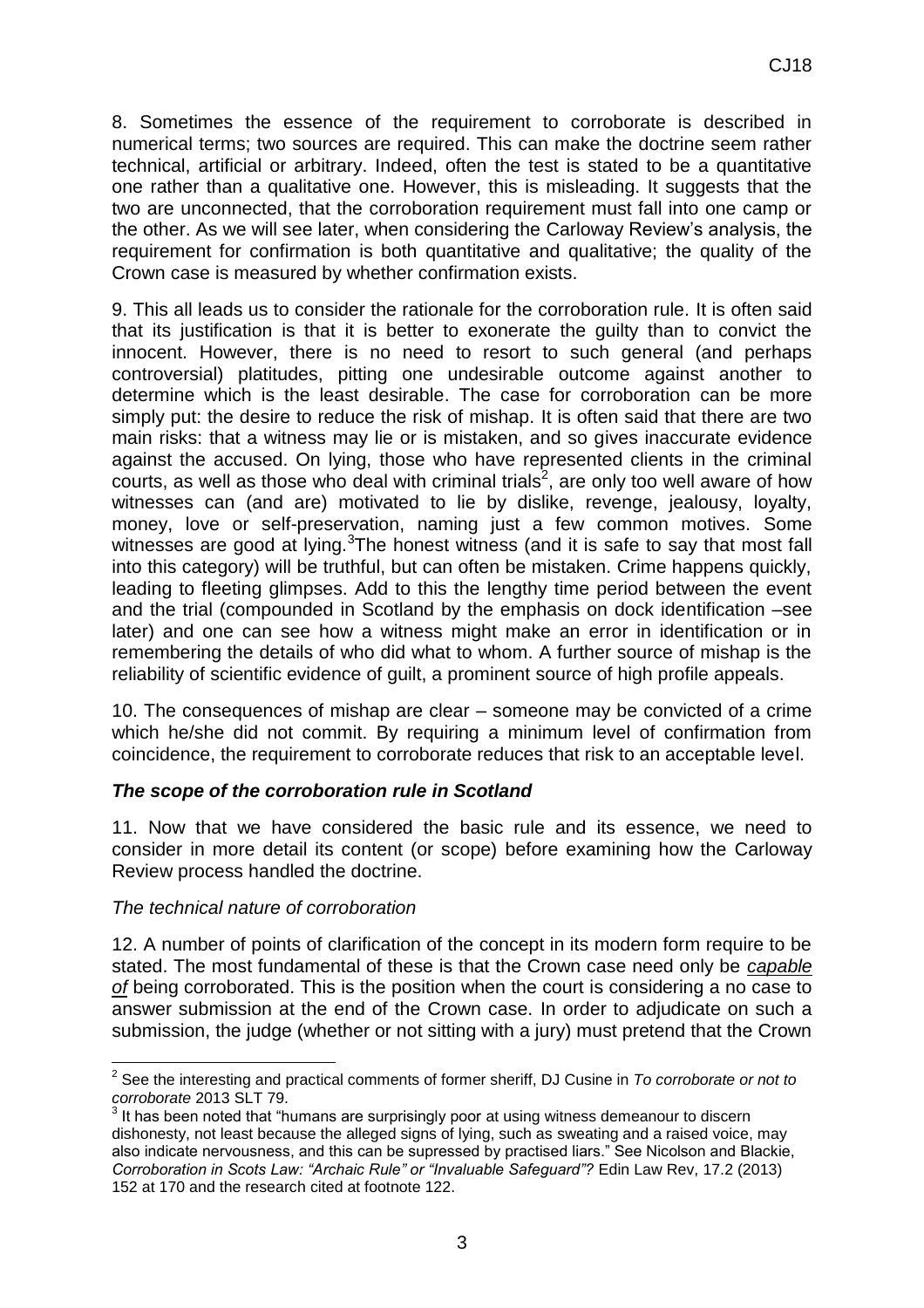8. Sometimes the essence of the requirement to corroborate is described in numerical terms; two sources are required. This can make the doctrine seem rather technical, artificial or arbitrary. Indeed, often the test is stated to be a quantitative one rather than a qualitative one. However, this is misleading. It suggests that the two are unconnected, that the corroboration requirement must fall into one camp or the other. As we will see later, when considering the Carloway Review's analysis, the requirement for confirmation is both quantitative and qualitative; the quality of the Crown case is measured by whether confirmation exists.

9. This all leads us to consider the rationale for the corroboration rule. It is often said that its justification is that it is better to exonerate the guilty than to convict the innocent. However, there is no need to resort to such general (and perhaps controversial) platitudes, pitting one undesirable outcome against another to determine which is the least desirable. The case for corroboration can be more simply put: the desire to reduce the risk of mishap. It is often said that there are two main risks: that a witness may lie or is mistaken, and so gives inaccurate evidence against the accused. On lying, those who have represented clients in the criminal courts, as well as those who deal with criminal trials[2], are only too well aware of how witnesses can (and are) motivated to lie by dislike, revenge, jealousy, loyalty, money, love or self-preservation, naming just a few common motives. Some witnesses are good at lying.[3]The honest witness (and it is safe to say that most fall into this category) will be truthful, but can often be mistaken. Crime happens quickly, leading to fleeting glimpses. Add to this the lengthy time period between the event and the trial (compounded in Scotland by the emphasis on dock identification –see later) and one can see how a witness might make an error in identification or in remembering the details of who did what to whom. A further source of mishap is the reliability of scientific evidence of guilt, a prominent source of high profile appeals.

10. The consequences of mishap are clear – someone may be convicted of a crime which he/she did not commit. By requiring a minimum level of confirmation from coincidence, the requirement to corroborate reduces that risk to an acceptable level.

### ***The scope of the corroboration rule in Scotland***

11. Now that we have considered the basic rule and its essence, we need to consider in more detail its content (or scope) before examining how the Carloway Review process handled the doctrine.

#### *The technical nature of corroboration*

12. A number of points of clarification of the concept in its modern form require to be stated. The most fundamental of these is that the Crown case need only be ***capable of*** being corroborated. This is the position when the court is considering a no case to answer submission at the end of the Crown case. In order to adjudicate on such a submission, the judge (whether or not sitting with a jury) must pretend that the Crown

---

[2] See the interesting and practical comments of former sheriff, DJ Cusine in *To corroborate or not to corroborate* 2013 SLT 79.

[3] It has been noted that "humans are surprisingly poor at using witness demeanour to discern dishonesty, not least because the alleged signs of lying, such as sweating and a raised voice, may also indicate nervousness, and this can be supressed by practised liars." See Nicolson and Blackie, *Corroboration in Scots Law: "Archaic Rule" or "Invaluable Safeguard"?* Edin Law Rev, 17.2 (2013) 152 at 170 and the research cited at footnote 122.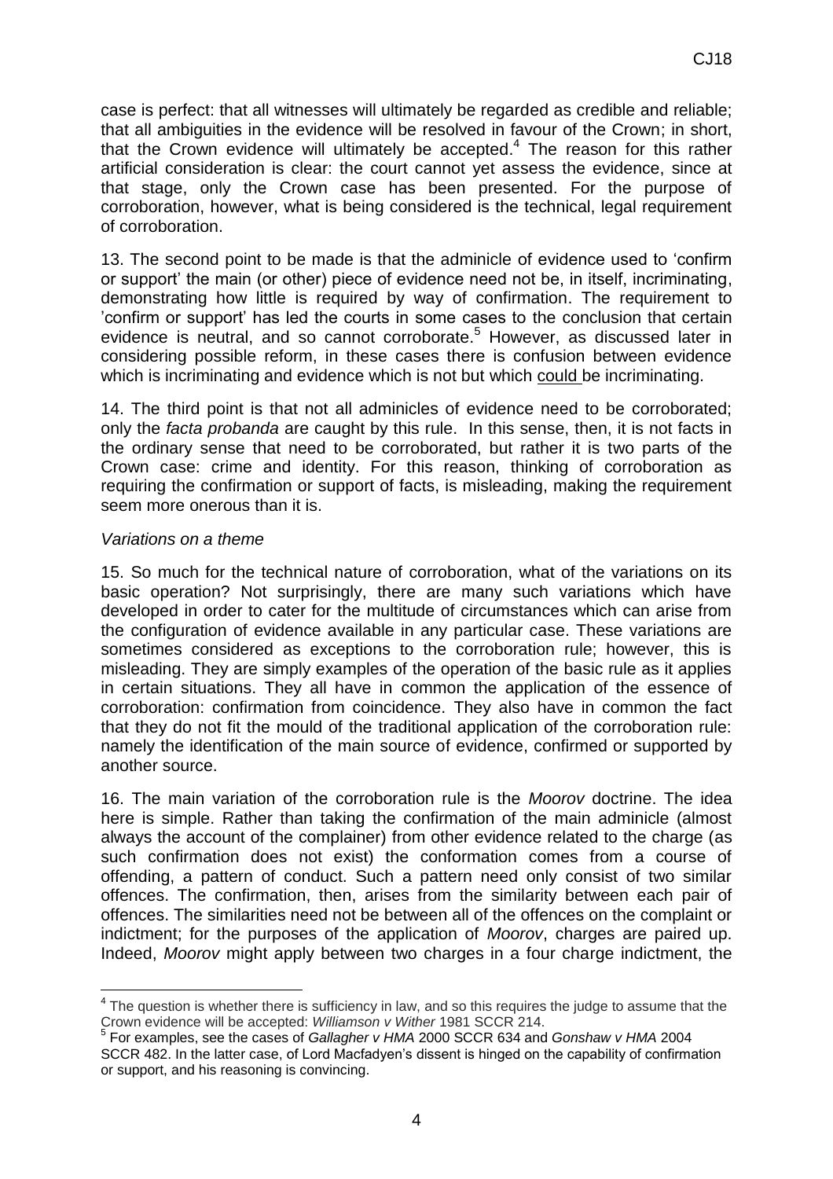case is perfect: that all witnesses will ultimately be regarded as credible and reliable; that all ambiguities in the evidence will be resolved in favour of the Crown; in short, that the Crown evidence will ultimately be accepted.[4] The reason for this rather artificial consideration is clear: the court cannot yet assess the evidence, since at that stage, only the Crown case has been presented. For the purpose of corroboration, however, what is being considered is the technical, legal requirement of corroboration.

13. The second point to be made is that the adminicle of evidence used to 'confirm or support' the main (or other) piece of evidence need not be, in itself, incriminating, demonstrating how little is required by way of confirmation. The requirement to 'confirm or support' has led the courts in some cases to the conclusion that certain evidence is neutral, and so cannot corroborate.[5] However, as discussed later in considering possible reform, in these cases there is confusion between evidence which is incriminating and evidence which is not but which <u>could</u> be incriminating.

14. The third point is that not all adminicles of evidence need to be corroborated; only the *facta probanda* are caught by this rule. In this sense, then, it is not facts in the ordinary sense that need to be corroborated, but rather it is two parts of the Crown case: crime and identity. For this reason, thinking of corroboration as requiring the confirmation or support of facts, is misleading, making the requirement seem more onerous than it is.

*Variations on a theme*

15. So much for the technical nature of corroboration, what of the variations on its basic operation? Not surprisingly, there are many such variations which have developed in order to cater for the multitude of circumstances which can arise from the configuration of evidence available in any particular case. These variations are sometimes considered as exceptions to the corroboration rule; however, this is misleading. They are simply examples of the operation of the basic rule as it applies in certain situations. They all have in common the application of the essence of corroboration: confirmation from coincidence. They also have in common the fact that they do not fit the mould of the traditional application of the corroboration rule: namely the identification of the main source of evidence, confirmed or supported by another source.

16. The main variation of the corroboration rule is the *Moorov* doctrine. The idea here is simple. Rather than taking the confirmation of the main adminicle (almost always the account of the complainer) from other evidence related to the charge (as such confirmation does not exist) the conformation comes from a course of offending, a pattern of conduct. Such a pattern need only consist of two similar offences. The confirmation, then, arises from the similarity between each pair of offences. The similarities need not be between all of the offences on the complaint or indictment; for the purposes of the application of *Moorov*, charges are paired up. Indeed, *Moorov* might apply between two charges in a four charge indictment, the

---

[4] The question is whether there is sufficiency in law, and so this requires the judge to assume that the Crown evidence will be accepted: *Williamson v Wither* 1981 SCCR 214.

[5] For examples, see the cases of *Gallagher v HMA* 2000 SCCR 634 and *Gonshaw v HMA* 2004 SCCR 482. In the latter case, of Lord Macfadyen's dissent is hinged on the capability of confirmation or support, and his reasoning is convincing.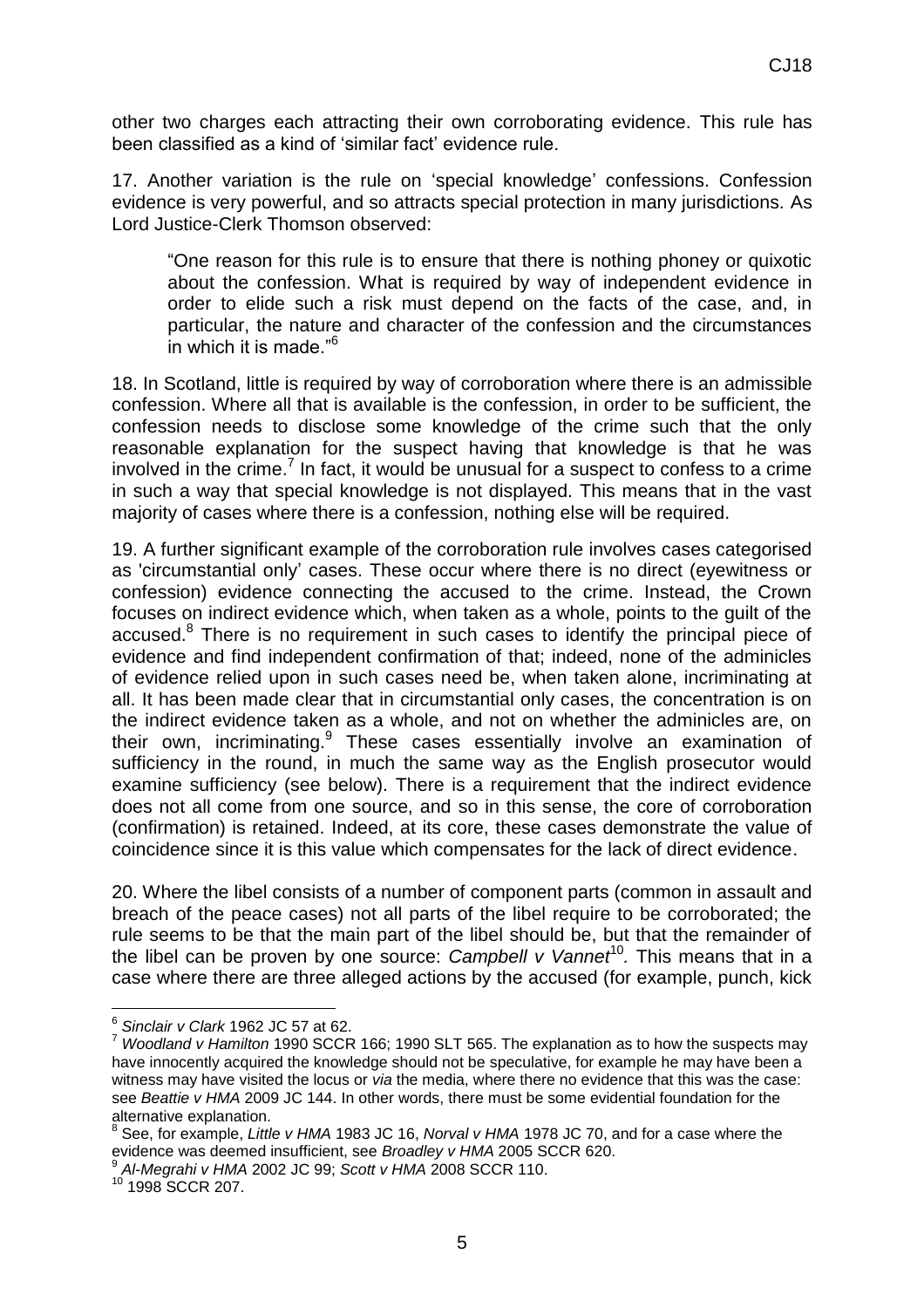other two charges each attracting their own corroborating evidence. This rule has been classified as a kind of 'similar fact' evidence rule.

17. Another variation is the rule on 'special knowledge' confessions. Confession evidence is very powerful, and so attracts special protection in many jurisdictions. As Lord Justice-Clerk Thomson observed:

> "One reason for this rule is to ensure that there is nothing phoney or quixotic about the confession. What is required by way of independent evidence in order to elide such a risk must depend on the facts of the case, and, in particular, the nature and character of the confession and the circumstances in which it is made."[6]

18. In Scotland, little is required by way of corroboration where there is an admissible confession. Where all that is available is the confession, in order to be sufficient, the confession needs to disclose some knowledge of the crime such that the only reasonable explanation for the suspect having that knowledge is that he was involved in the crime.[7] In fact, it would be unusual for a suspect to confess to a crime in such a way that special knowledge is not displayed. This means that in the vast majority of cases where there is a confession, nothing else will be required.

19. A further significant example of the corroboration rule involves cases categorised as 'circumstantial only' cases. These occur where there is no direct (eyewitness or confession) evidence connecting the accused to the crime. Instead, the Crown focuses on indirect evidence which, when taken as a whole, points to the guilt of the accused.[8] There is no requirement in such cases to identify the principal piece of evidence and find independent confirmation of that; indeed, none of the adminicles of evidence relied upon in such cases need be, when taken alone, incriminating at all. It has been made clear that in circumstantial only cases, the concentration is on the indirect evidence taken as a whole, and not on whether the adminicles are, on their own, incriminating.[9] These cases essentially involve an examination of sufficiency in the round, in much the same way as the English prosecutor would examine sufficiency (see below). There is a requirement that the indirect evidence does not all come from one source, and so in this sense, the core of corroboration (confirmation) is retained. Indeed, at its core, these cases demonstrate the value of coincidence since it is this value which compensates for the lack of direct evidence.

20. Where the libel consists of a number of component parts (common in assault and breach of the peace cases) not all parts of the libel require to be corroborated; the rule seems to be that the main part of the libel should be, but that the remainder of the libel can be proven by one source: *Campbell v Vannet*[10]. This means that in a case where there are three alleged actions by the accused (for example, punch, kick

---

[6] *Sinclair v Clark* 1962 JC 57 at 62.

[7] *Woodland v Hamilton* 1990 SCCR 166; 1990 SLT 565. The explanation as to how the suspects may have innocently acquired the knowledge should not be speculative, for example he may have been a witness may have visited the locus or *via* the media, where there no evidence that this was the case: see *Beattie v HMA* 2009 JC 144. In other words, there must be some evidential foundation for the alternative explanation.

[8] See, for example, *Little v HMA* 1983 JC 16, *Norval v HMA* 1978 JC 70, and for a case where the evidence was deemed insufficient, see *Broadley v HMA* 2005 SCCR 620.

[9] *Al-Megrahi v HMA* 2002 JC 99; *Scott v HMA* 2008 SCCR 110.

[10] 1998 SCCR 207.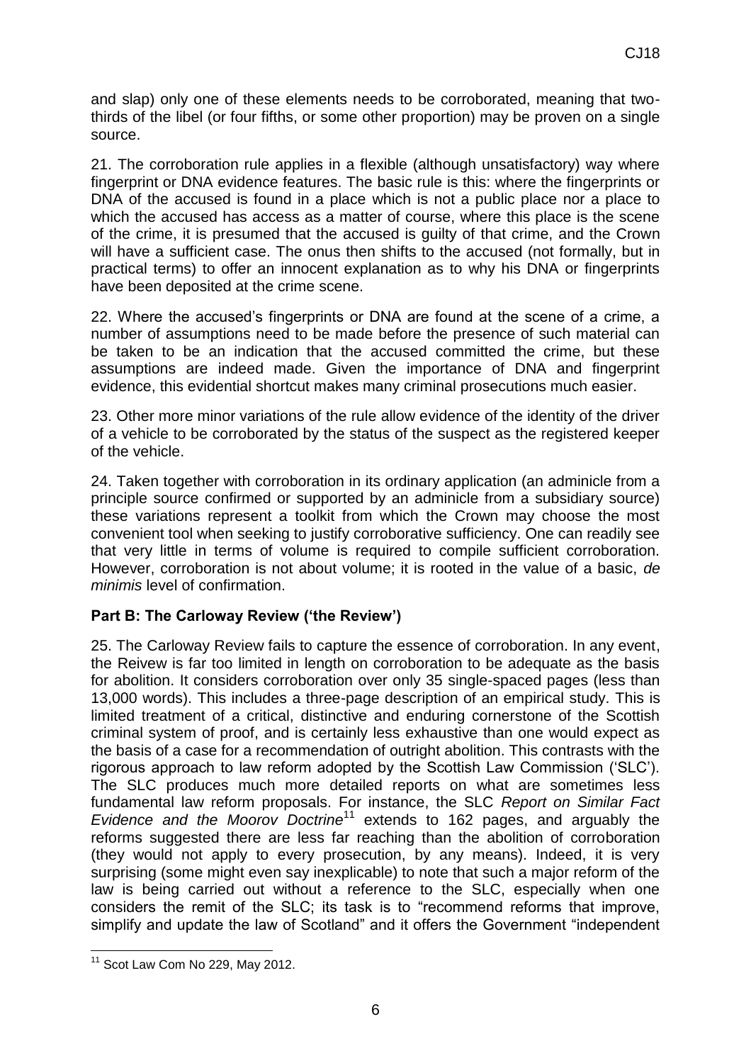and slap) only one of these elements needs to be corroborated, meaning that two-thirds of the libel (or four fifths, or some other proportion) may be proven on a single source.

21. The corroboration rule applies in a flexible (although unsatisfactory) way where fingerprint or DNA evidence features. The basic rule is this: where the fingerprints or DNA of the accused is found in a place which is not a public place nor a place to which the accused has access as a matter of course, where this place is the scene of the crime, it is presumed that the accused is guilty of that crime, and the Crown will have a sufficient case. The onus then shifts to the accused (not formally, but in practical terms) to offer an innocent explanation as to why his DNA or fingerprints have been deposited at the crime scene.

22. Where the accused's fingerprints or DNA are found at the scene of a crime, a number of assumptions need to be made before the presence of such material can be taken to be an indication that the accused committed the crime, but these assumptions are indeed made. Given the importance of DNA and fingerprint evidence, this evidential shortcut makes many criminal prosecutions much easier.

23. Other more minor variations of the rule allow evidence of the identity of the driver of a vehicle to be corroborated by the status of the suspect as the registered keeper of the vehicle.

24. Taken together with corroboration in its ordinary application (an adminicle from a principle source confirmed or supported by an adminicle from a subsidiary source) these variations represent a toolkit from which the Crown may choose the most convenient tool when seeking to justify corroborative sufficiency. One can readily see that very little in terms of volume is required to compile sufficient corroboration. However, corroboration is not about volume; it is rooted in the value of a basic, *de minimis* level of confirmation.

## Part B: The Carloway Review ('the Review')

25. The Carloway Review fails to capture the essence of corroboration. In any event, the Reivew is far too limited in length on corroboration to be adequate as the basis for abolition. It considers corroboration over only 35 single-spaced pages (less than 13,000 words). This includes a three-page description of an empirical study. This is limited treatment of a critical, distinctive and enduring cornerstone of the Scottish criminal system of proof, and is certainly less exhaustive than one would expect as the basis of a case for a recommendation of outright abolition. This contrasts with the rigorous approach to law reform adopted by the Scottish Law Commission ('SLC'). The SLC produces much more detailed reports on what are sometimes less fundamental law reform proposals. For instance, the SLC *Report on Similar Fact Evidence and the Moorov Doctrine*[11] extends to 162 pages, and arguably the reforms suggested there are less far reaching than the abolition of corroboration (they would not apply to every prosecution, by any means). Indeed, it is very surprising (some might even say inexplicable) to note that such a major reform of the law is being carried out without a reference to the SLC, especially when one considers the remit of the SLC; its task is to "recommend reforms that improve, simplify and update the law of Scotland" and it offers the Government "independent

[11] Scot Law Com No 229, May 2012.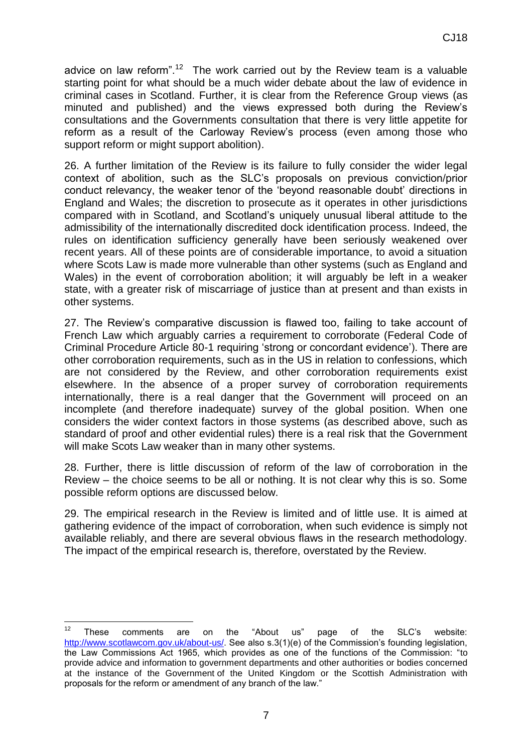advice on law reform".[12] The work carried out by the Review team is a valuable starting point for what should be a much wider debate about the law of evidence in criminal cases in Scotland. Further, it is clear from the Reference Group views (as minuted and published) and the views expressed both during the Review's consultations and the Governments consultation that there is very little appetite for reform as a result of the Carloway Review's process (even among those who support reform or might support abolition).

26. A further limitation of the Review is its failure to fully consider the wider legal context of abolition, such as the SLC's proposals on previous conviction/prior conduct relevancy, the weaker tenor of the 'beyond reasonable doubt' directions in England and Wales; the discretion to prosecute as it operates in other jurisdictions compared with in Scotland, and Scotland's uniquely unusual liberal attitude to the admissibility of the internationally discredited dock identification process. Indeed, the rules on identification sufficiency generally have been seriously weakened over recent years. All of these points are of considerable importance, to avoid a situation where Scots Law is made more vulnerable than other systems (such as England and Wales) in the event of corroboration abolition; it will arguably be left in a weaker state, with a greater risk of miscarriage of justice than at present and than exists in other systems.

27. The Review's comparative discussion is flawed too, failing to take account of French Law which arguably carries a requirement to corroborate (Federal Code of Criminal Procedure Article 80-1 requiring 'strong or concordant evidence'). There are other corroboration requirements, such as in the US in relation to confessions, which are not considered by the Review, and other corroboration requirements exist elsewhere. In the absence of a proper survey of corroboration requirements internationally, there is a real danger that the Government will proceed on an incomplete (and therefore inadequate) survey of the global position. When one considers the wider context factors in those systems (as described above, such as standard of proof and other evidential rules) there is a real risk that the Government will make Scots Law weaker than in many other systems.

28. Further, there is little discussion of reform of the law of corroboration in the Review – the choice seems to be all or nothing. It is not clear why this is so. Some possible reform options are discussed below.

29. The empirical research in the Review is limited and of little use. It is aimed at gathering evidence of the impact of corroboration, when such evidence is simply not available reliably, and there are several obvious flaws in the research methodology. The impact of the empirical research is, therefore, overstated by the Review.

---

[12] These comments are on the "About us" page of the SLC's website: http://www.scotlawcom.gov.uk/about-us/. See also s.3(1)(e) of the Commission's founding legislation, the Law Commissions Act 1965, which provides as one of the functions of the Commission: "to provide advice and information to government departments and other authorities or bodies concerned at the instance of the Government of the United Kingdom or the Scottish Administration with proposals for the reform or amendment of any branch of the law."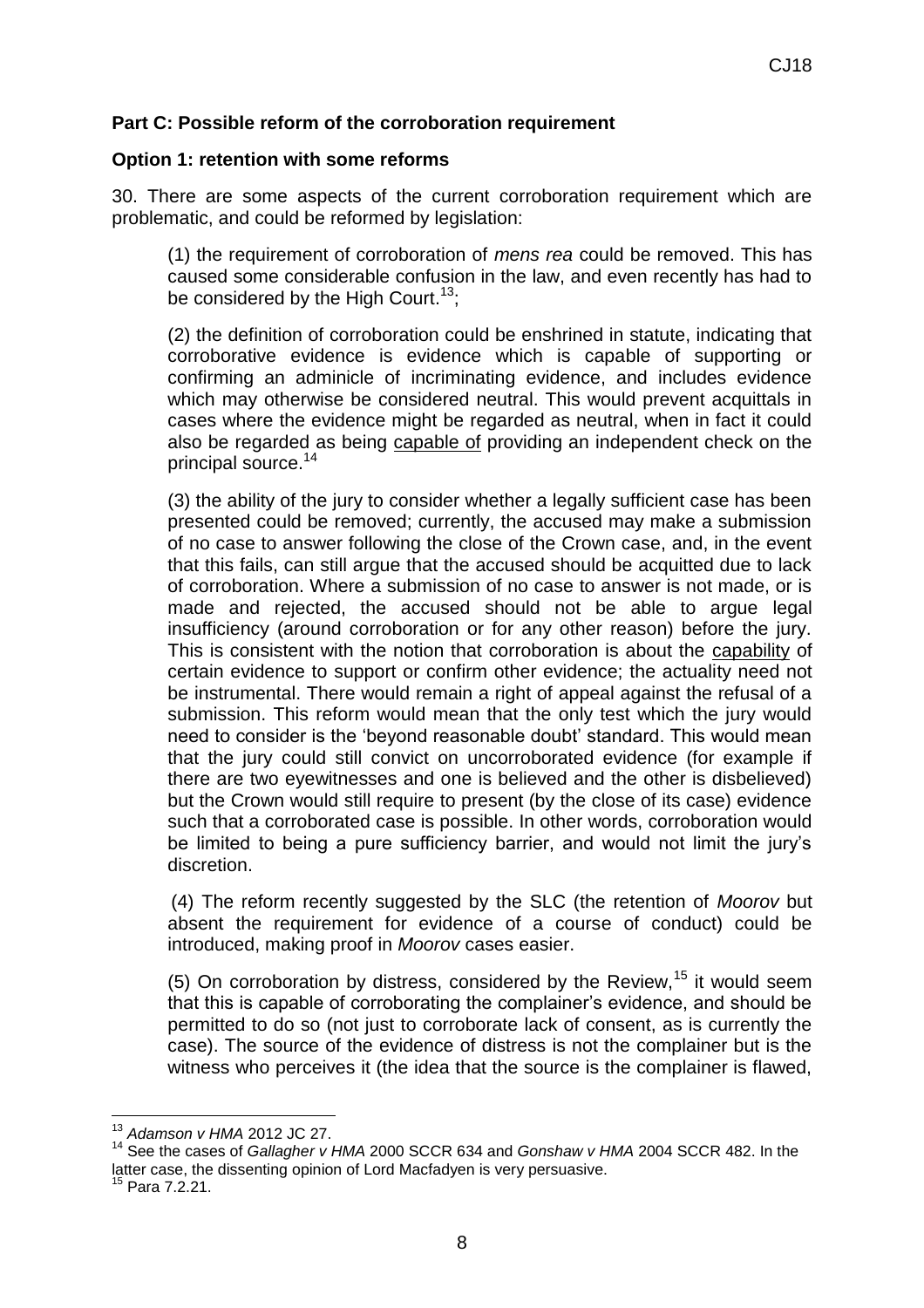**Part C: Possible reform of the corroboration requirement**

**Option 1: retention with some reforms**

30. There are some aspects of the current corroboration requirement which are problematic, and could be reformed by legislation:

> (1) the requirement of corroboration of *mens rea* could be removed. This has caused some considerable confusion in the law, and even recently has had to be considered by the High Court.[13];
>
> (2) the definition of corroboration could be enshrined in statute, indicating that corroborative evidence is evidence which is capable of supporting or confirming an adminicle of incriminating evidence, and includes evidence which may otherwise be considered neutral. This would prevent acquittals in cases where the evidence might be regarded as neutral, when in fact it could also be regarded as being capable of providing an independent check on the principal source.[14]
>
> (3) the ability of the jury to consider whether a legally sufficient case has been presented could be removed; currently, the accused may make a submission of no case to answer following the close of the Crown case, and, in the event that this fails, can still argue that the accused should be acquitted due to lack of corroboration. Where a submission of no case to answer is not made, or is made and rejected, the accused should not be able to argue legal insufficiency (around corroboration or for any other reason) before the jury. This is consistent with the notion that corroboration is about the capability of certain evidence to support or confirm other evidence; the actuality need not be instrumental. There would remain a right of appeal against the refusal of a submission. This reform would mean that the only test which the jury would need to consider is the 'beyond reasonable doubt' standard. This would mean that the jury could still convict on uncorroborated evidence (for example if there are two eyewitnesses and one is believed and the other is disbelieved) but the Crown would still require to present (by the close of its case) evidence such that a corroborated case is possible. In other words, corroboration would be limited to being a pure sufficiency barrier, and would not limit the jury's discretion.
>
> (4) The reform recently suggested by the SLC (the retention of *Moorov* but absent the requirement for evidence of a course of conduct) could be introduced, making proof in *Moorov* cases easier.
>
> (5) On corroboration by distress, considered by the Review,[15] it would seem that this is capable of corroborating the complainer's evidence, and should be permitted to do so (not just to corroborate lack of consent, as is currently the case). The source of the evidence of distress is not the complainer but is the witness who perceives it (the idea that the source is the complainer is flawed,

---

[13] *Adamson v HMA* 2012 JC 27.

[14] See the cases of *Gallagher v HMA* 2000 SCCR 634 and *Gonshaw v HMA* 2004 SCCR 482. In the latter case, the dissenting opinion of Lord Macfadyen is very persuasive.

[15] Para 7.2.21.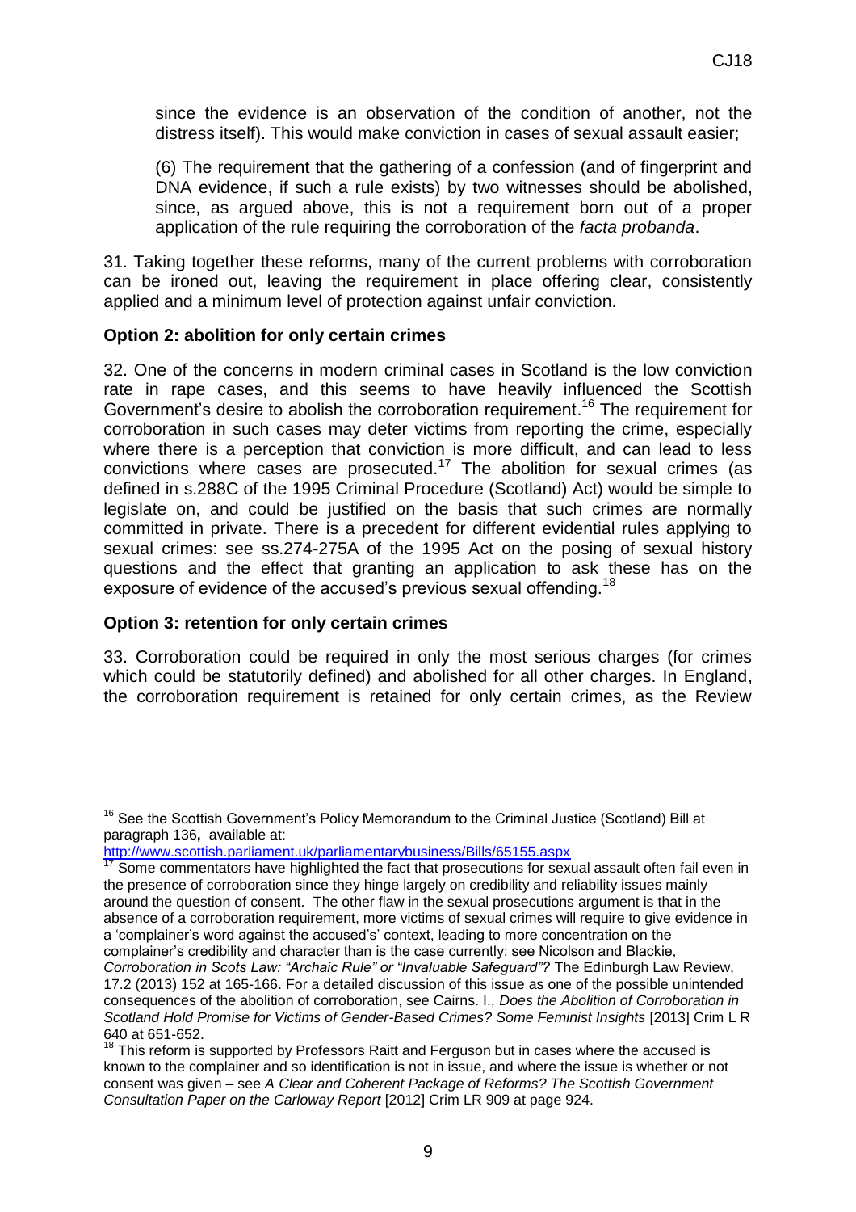since the evidence is an observation of the condition of another, not the distress itself). This would make conviction in cases of sexual assault easier;

(6) The requirement that the gathering of a confession (and of fingerprint and DNA evidence, if such a rule exists) by two witnesses should be abolished, since, as argued above, this is not a requirement born out of a proper application of the rule requiring the corroboration of the *facta probanda*.

31. Taking together these reforms, many of the current problems with corroboration can be ironed out, leaving the requirement in place offering clear, consistently applied and a minimum level of protection against unfair conviction.

**Option 2: abolition for only certain crimes**

32. One of the concerns in modern criminal cases in Scotland is the low conviction rate in rape cases, and this seems to have heavily influenced the Scottish Government's desire to abolish the corroboration requirement.[16] The requirement for corroboration in such cases may deter victims from reporting the crime, especially where there is a perception that conviction is more difficult, and can lead to less convictions where cases are prosecuted.[17] The abolition for sexual crimes (as defined in s.288C of the 1995 Criminal Procedure (Scotland) Act) would be simple to legislate on, and could be justified on the basis that such crimes are normally committed in private. There is a precedent for different evidential rules applying to sexual crimes: see ss.274-275A of the 1995 Act on the posing of sexual history questions and the effect that granting an application to ask these has on the exposure of evidence of the accused's previous sexual offending.[18]

**Option 3: retention for only certain crimes**

33. Corroboration could be required in only the most serious charges (for crimes which could be statutorily defined) and abolished for all other charges. In England, the corroboration requirement is retained for only certain crimes, as the Review

---

[16] See the Scottish Government's Policy Memorandum to the Criminal Justice (Scotland) Bill at paragraph 136**,** available at: http://www.scottish.parliament.uk/parliamentarybusiness/Bills/65155.aspx

[17] Some commentators have highlighted the fact that prosecutions for sexual assault often fail even in the presence of corroboration since they hinge largely on credibility and reliability issues mainly around the question of consent. The other flaw in the sexual prosecutions argument is that in the absence of a corroboration requirement, more victims of sexual crimes will require to give evidence in a 'complainer's word against the accused's' context, leading to more concentration on the complainer's credibility and character than is the case currently: see Nicolson and Blackie, *Corroboration in Scots Law: "Archaic Rule" or "Invaluable Safeguard"?* The Edinburgh Law Review, 17.2 (2013) 152 at 165-166. For a detailed discussion of this issue as one of the possible unintended consequences of the abolition of corroboration, see Cairns. I., *Does the Abolition of Corroboration in Scotland Hold Promise for Victims of Gender-Based Crimes? Some Feminist Insights* [2013] Crim L R 640 at 651-652.

[18] This reform is supported by Professors Raitt and Ferguson but in cases where the accused is known to the complainer and so identification is not in issue, and where the issue is whether or not consent was given – see *A Clear and Coherent Package of Reforms? The Scottish Government Consultation Paper on the Carloway Report* [2012] Crim LR 909 at page 924.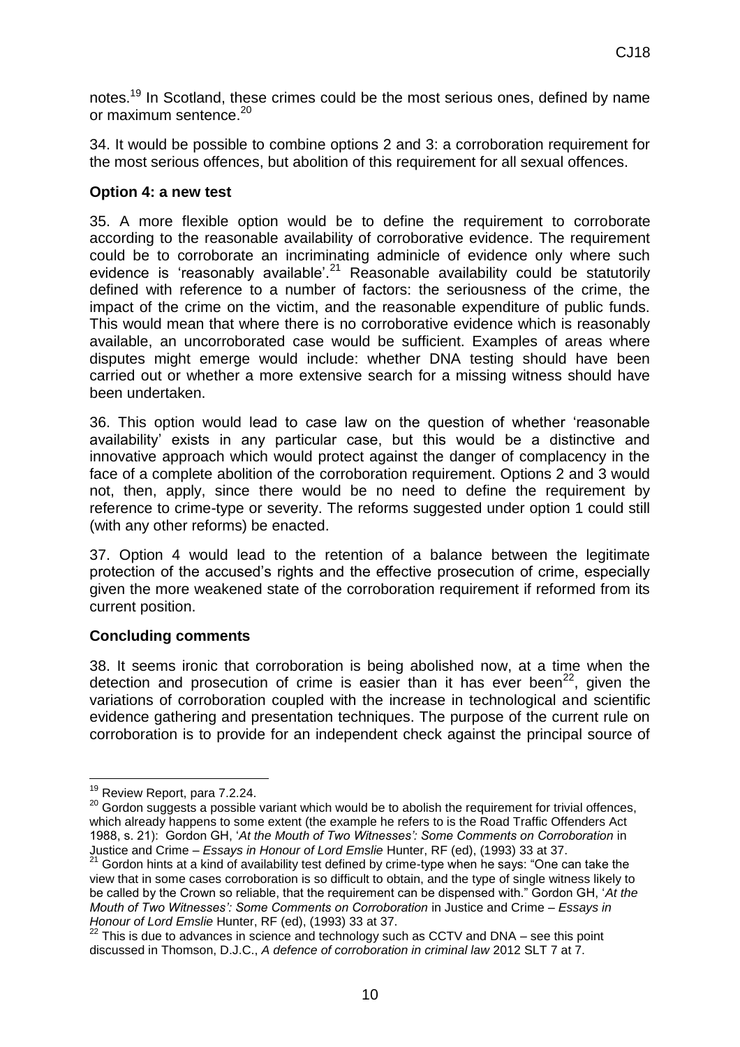notes.[19] In Scotland, these crimes could be the most serious ones, defined by name or maximum sentence.[20]

34. It would be possible to combine options 2 and 3: a corroboration requirement for the most serious offences, but abolition of this requirement for all sexual offences.

**Option 4: a new test**

35. A more flexible option would be to define the requirement to corroborate according to the reasonable availability of corroborative evidence. The requirement could be to corroborate an incriminating adminicle of evidence only where such evidence is 'reasonably available'.[21] Reasonable availability could be statutorily defined with reference to a number of factors: the seriousness of the crime, the impact of the crime on the victim, and the reasonable expenditure of public funds. This would mean that where there is no corroborative evidence which is reasonably available, an uncorroborated case would be sufficient. Examples of areas where disputes might emerge would include: whether DNA testing should have been carried out or whether a more extensive search for a missing witness should have been undertaken.

36. This option would lead to case law on the question of whether 'reasonable availability' exists in any particular case, but this would be a distinctive and innovative approach which would protect against the danger of complacency in the face of a complete abolition of the corroboration requirement. Options 2 and 3 would not, then, apply, since there would be no need to define the requirement by reference to crime-type or severity. The reforms suggested under option 1 could still (with any other reforms) be enacted.

37. Option 4 would lead to the retention of a balance between the legitimate protection of the accused's rights and the effective prosecution of crime, especially given the more weakened state of the corroboration requirement if reformed from its current position.

**Concluding comments**

38. It seems ironic that corroboration is being abolished now, at a time when the detection and prosecution of crime is easier than it has ever been[22], given the variations of corroboration coupled with the increase in technological and scientific evidence gathering and presentation techniques. The purpose of the current rule on corroboration is to provide for an independent check against the principal source of

---

[19] Review Report, para 7.2.24.

[20] Gordon suggests a possible variant which would be to abolish the requirement for trivial offences, which already happens to some extent (the example he refers to is the Road Traffic Offenders Act 1988, s. 21): Gordon GH, '*At the Mouth of Two Witnesses': Some Comments on Corroboration* in Justice and Crime – *Essays in Honour of Lord Emslie* Hunter, RF (ed), (1993) 33 at 37.

[21] Gordon hints at a kind of availability test defined by crime-type when he says: "One can take the view that in some cases corroboration is so difficult to obtain, and the type of single witness likely to be called by the Crown so reliable, that the requirement can be dispensed with." Gordon GH, '*At the Mouth of Two Witnesses': Some Comments on Corroboration* in Justice and Crime – *Essays in Honour of Lord Emslie* Hunter, RF (ed), (1993) 33 at 37.

[22] This is due to advances in science and technology such as CCTV and DNA – see this point discussed in Thomson, D.J.C., *A defence of corroboration in criminal law* 2012 SLT 7 at 7.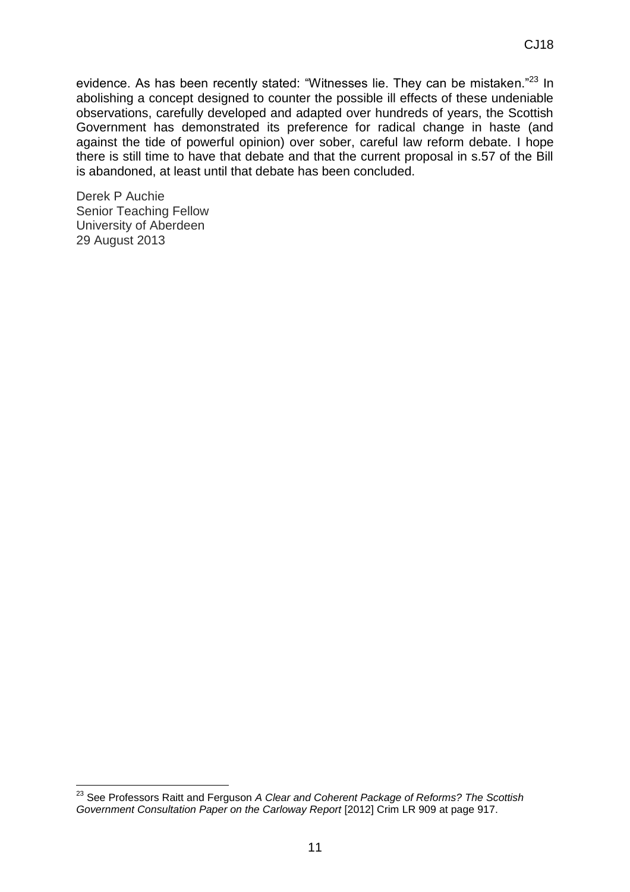evidence. As has been recently stated: "Witnesses lie. They can be mistaken."[23] In abolishing a concept designed to counter the possible ill effects of these undeniable observations, carefully developed and adapted over hundreds of years, the Scottish Government has demonstrated its preference for radical change in haste (and against the tide of powerful opinion) over sober, careful law reform debate. I hope there is still time to have that debate and that the current proposal in s.57 of the Bill is abandoned, at least until that debate has been concluded.

Derek P Auchie
Senior Teaching Fellow
University of Aberdeen
29 August 2013

---

[23] See Professors Raitt and Ferguson *A Clear and Coherent Package of Reforms? The Scottish Government Consultation Paper on the Carloway Report* [2012] Crim LR 909 at page 917.